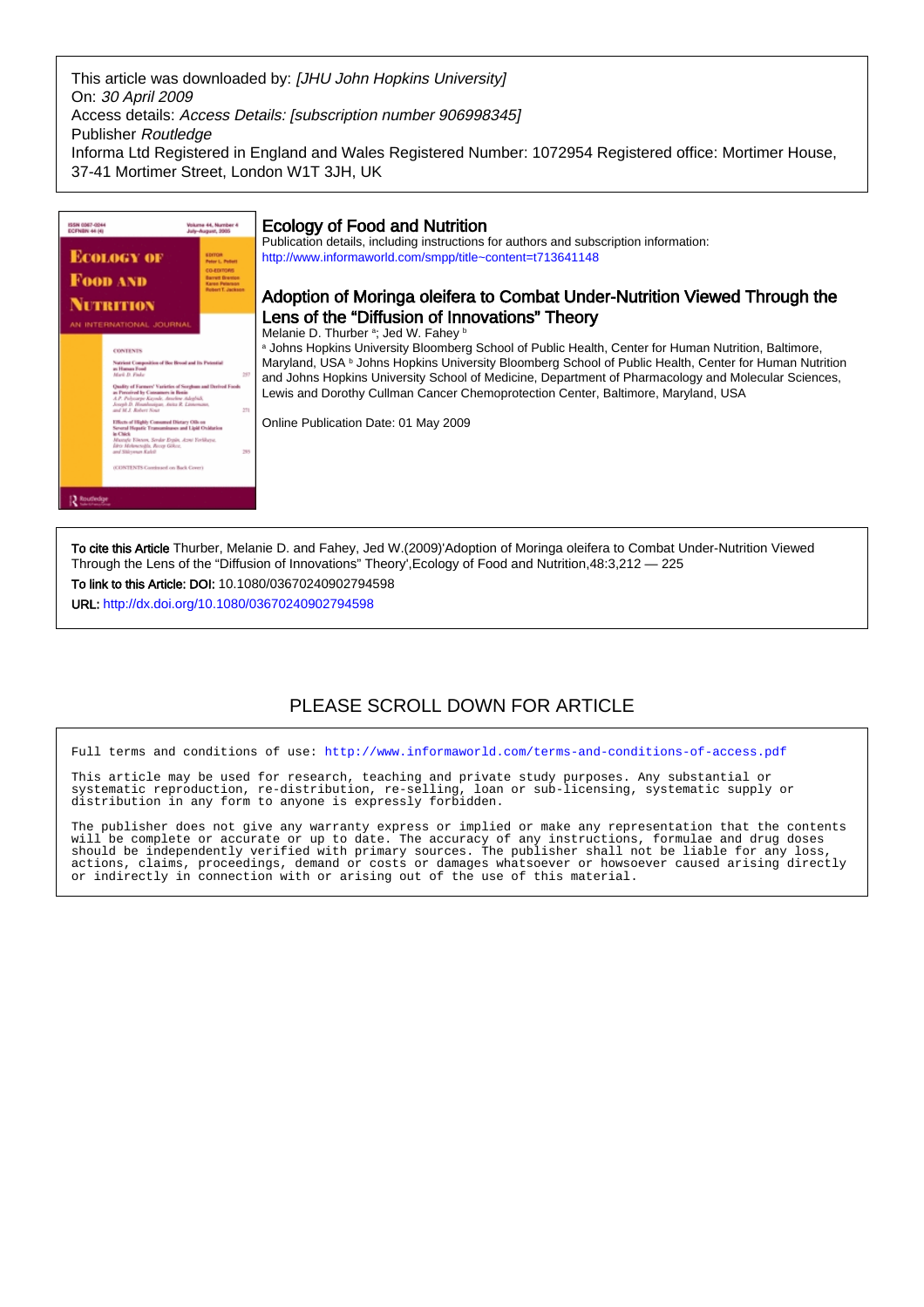This article was downloaded by: *[JHU John Hopkins University]*
On: *30 April 2009*
Access details: *Access Details: [subscription number 906998345]*
Publisher *Routledge*
Informa Ltd Registered in England and Wales Registered Number: 1072954 Registered office: Mortimer House, 37-41 Mortimer Street, London W1T 3JH, UK

## Ecology of Food and Nutrition

Publication details, including instructions for authors and subscription information:
http://www.informaworld.com/smpp/title~content=t713641148

# Adoption of Moringa oleifera to Combat Under-Nutrition Viewed Through the Lens of the "Diffusion of Innovations" Theory

Melanie D. Thurber [a]; Jed W. Fahey [b]

[a] Johns Hopkins University Bloomberg School of Public Health, Center for Human Nutrition, Baltimore, Maryland, USA [b] Johns Hopkins University Bloomberg School of Public Health, Center for Human Nutrition and Johns Hopkins University School of Medicine, Department of Pharmacology and Molecular Sciences, Lewis and Dorothy Cullman Cancer Chemoprotection Center, Baltimore, Maryland, USA

Online Publication Date: 01 May 2009

**To cite this Article** Thurber, Melanie D. and Fahey, Jed W.(2009)'Adoption of Moringa oleifera to Combat Under-Nutrition Viewed Through the Lens of the "Diffusion of Innovations" Theory',Ecology of Food and Nutrition,48:3,212 — 225

**To link to this Article: DOI:** 10.1080/03670240902794598

**URL:** http://dx.doi.org/10.1080/03670240902794598

PLEASE SCROLL DOWN FOR ARTICLE

Full terms and conditions of use: http://www.informaworld.com/terms-and-conditions-of-access.pdf

This article may be used for research, teaching and private study purposes. Any substantial or systematic reproduction, re-distribution, re-selling, loan or sub-licensing, systematic supply or distribution in any form to anyone is expressly forbidden.

The publisher does not give any warranty express or implied or make any representation that the contents will be complete or accurate or up to date. The accuracy of any instructions, formulae and drug doses should be independently verified with primary sources. The publisher shall not be liable for any loss, actions, claims, proceedings, demand or costs or damages whatsoever or howsoever caused arising directly or indirectly in connection with or arising out of the use of this material.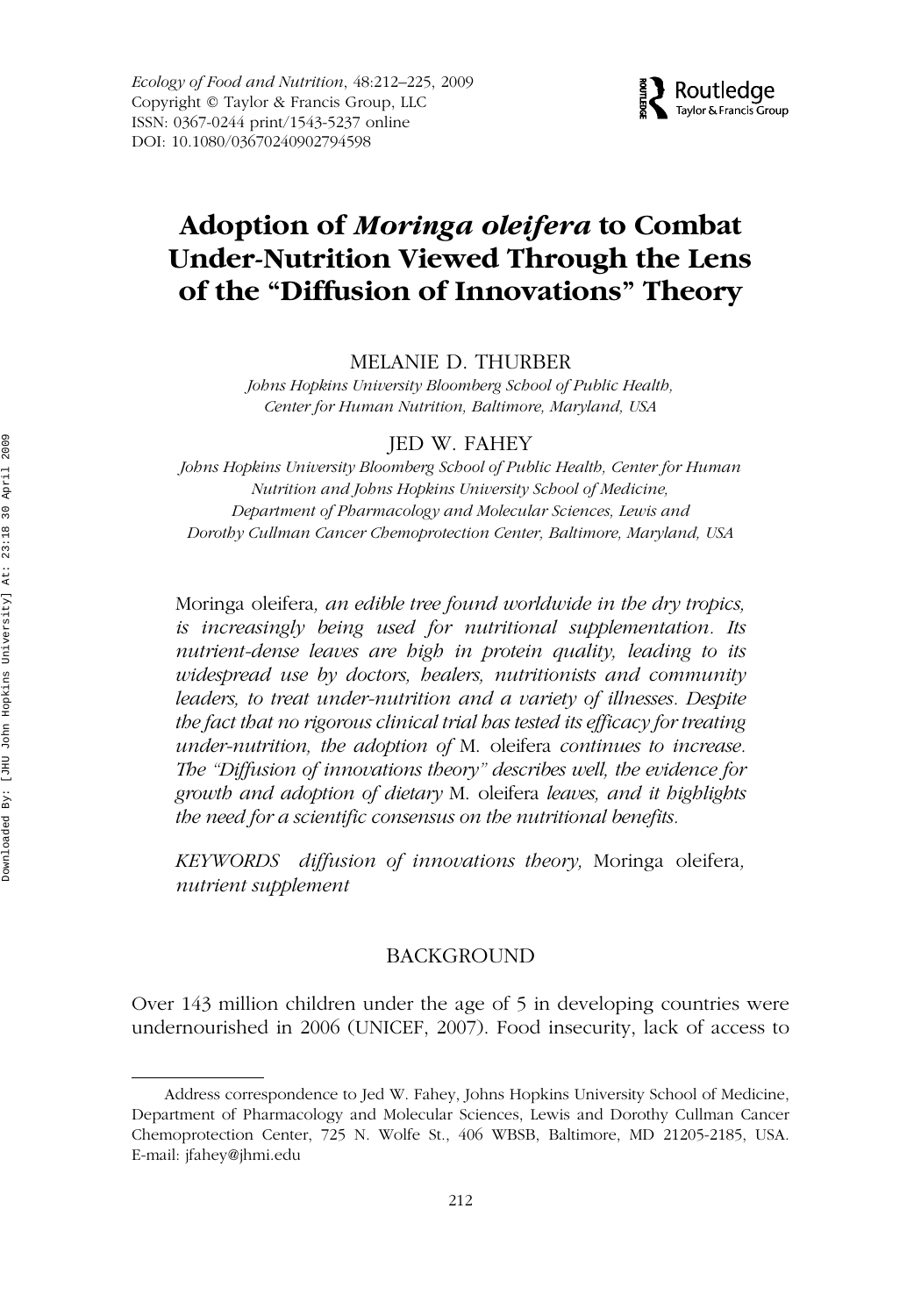# Adoption of *Moringa oleifera* to Combat Under-Nutrition Viewed Through the Lens of the "Diffusion of Innovations" Theory

MELANIE D. THURBER

*Johns Hopkins University Bloomberg School of Public Health, Center for Human Nutrition, Baltimore, Maryland, USA*

JED W. FAHEY

*Johns Hopkins University Bloomberg School of Public Health, Center for Human Nutrition and Johns Hopkins University School of Medicine, Department of Pharmacology and Molecular Sciences, Lewis and Dorothy Cullman Cancer Chemoprotection Center, Baltimore, Maryland, USA*

Moringa oleifera*, an edible tree found worldwide in the dry tropics, is increasingly being used for nutritional supplementation. Its nutrient-dense leaves are high in protein quality, leading to its widespread use by doctors, healers, nutritionists and community leaders, to treat under-nutrition and a variety of illnesses. Despite the fact that no rigorous clinical trial has tested its efficacy for treating under-nutrition, the adoption of* M. oleifera *continues to increase. The "Diffusion of innovations theory" describes well, the evidence for growth and adoption of dietary* M. oleifera *leaves, and it highlights the need for a scientific consensus on the nutritional benefits.*

*KEYWORDS diffusion of innovations theory,* Moringa oleifera*, nutrient supplement*

## BACKGROUND

Over 143 million children under the age of 5 in developing countries were undernourished in 2006 (UNICEF, 2007). Food insecurity, lack of access to

Address correspondence to Jed W. Fahey, Johns Hopkins University School of Medicine, Department of Pharmacology and Molecular Sciences, Lewis and Dorothy Cullman Cancer Chemoprotection Center, 725 N. Wolfe St., 406 WBSB, Baltimore, MD 21205-2185, USA. E-mail: jfahey@jhmi.edu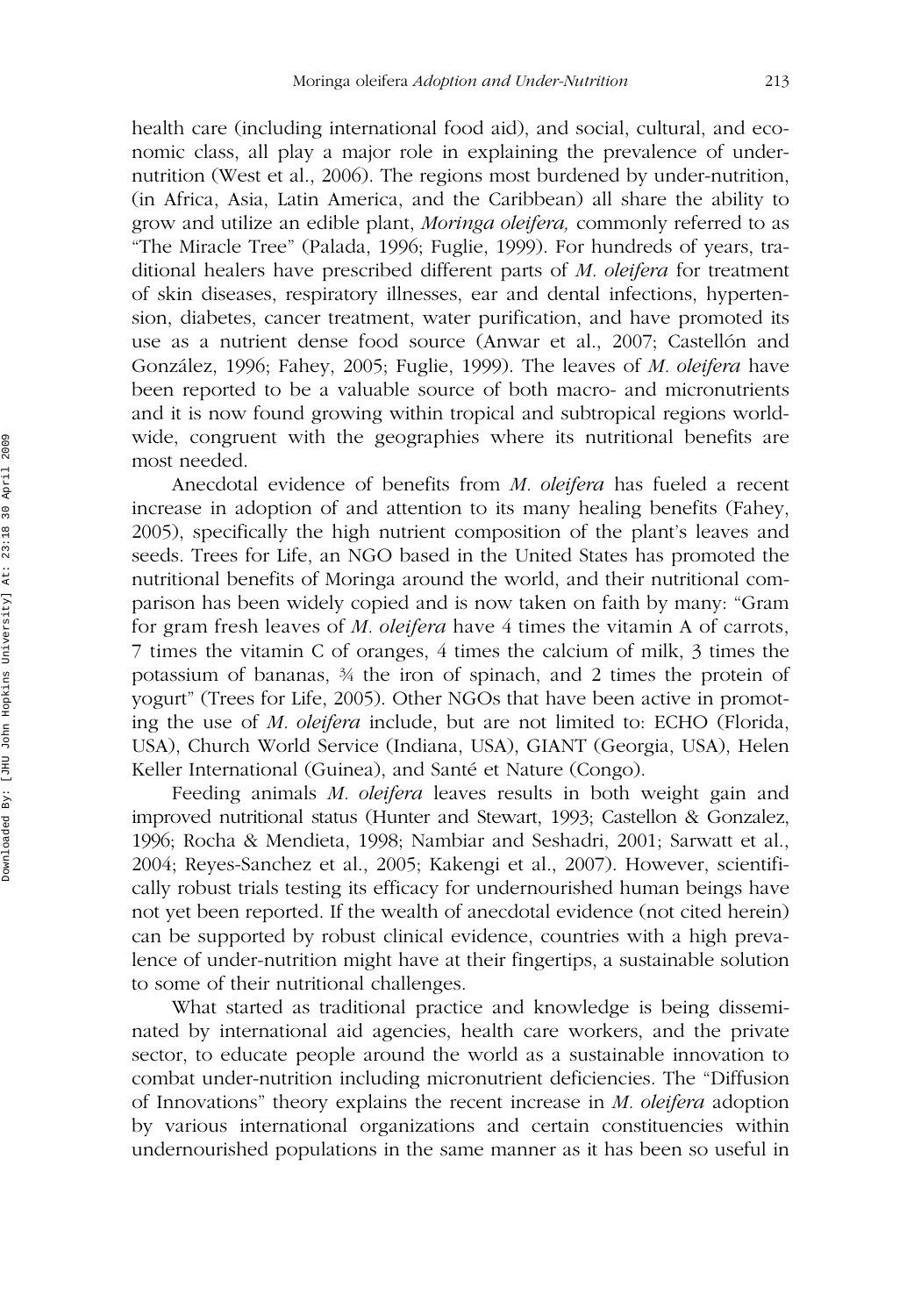health care (including international food aid), and social, cultural, and economic class, all play a major role in explaining the prevalence of under-nutrition (West et al., 2006). The regions most burdened by under-nutrition, (in Africa, Asia, Latin America, and the Caribbean) all share the ability to grow and utilize an edible plant, *Moringa oleifera,* commonly referred to as "The Miracle Tree" (Palada, 1996; Fuglie, 1999). For hundreds of years, traditional healers have prescribed different parts of *M. oleifera* for treatment of skin diseases, respiratory illnesses, ear and dental infections, hypertension, diabetes, cancer treatment, water purification, and have promoted its use as a nutrient dense food source (Anwar et al., 2007; Castellón and González, 1996; Fahey, 2005; Fuglie, 1999). The leaves of *M. oleifera* have been reported to be a valuable source of both macro- and micronutrients and it is now found growing within tropical and subtropical regions worldwide, congruent with the geographies where its nutritional benefits are most needed.

Anecdotal evidence of benefits from *M. oleifera* has fueled a recent increase in adoption of and attention to its many healing benefits (Fahey, 2005), specifically the high nutrient composition of the plant's leaves and seeds. Trees for Life, an NGO based in the United States has promoted the nutritional benefits of Moringa around the world, and their nutritional comparison has been widely copied and is now taken on faith by many: "Gram for gram fresh leaves of *M. oleifera* have 4 times the vitamin A of carrots, 7 times the vitamin C of oranges, 4 times the calcium of milk, 3 times the potassium of bananas, ¾ the iron of spinach, and 2 times the protein of yogurt" (Trees for Life, 2005). Other NGOs that have been active in promoting the use of *M. oleifera* include, but are not limited to: ECHO (Florida, USA), Church World Service (Indiana, USA), GIANT (Georgia, USA), Helen Keller International (Guinea), and Santé et Nature (Congo).

Feeding animals *M. oleifera* leaves results in both weight gain and improved nutritional status (Hunter and Stewart, 1993; Castellon & Gonzalez, 1996; Rocha & Mendieta, 1998; Nambiar and Seshadri, 2001; Sarwatt et al., 2004; Reyes-Sanchez et al., 2005; Kakengi et al., 2007). However, scientifically robust trials testing its efficacy for undernourished human beings have not yet been reported. If the wealth of anecdotal evidence (not cited herein) can be supported by robust clinical evidence, countries with a high prevalence of under-nutrition might have at their fingertips, a sustainable solution to some of their nutritional challenges.

What started as traditional practice and knowledge is being disseminated by international aid agencies, health care workers, and the private sector, to educate people around the world as a sustainable innovation to combat under-nutrition including micronutrient deficiencies. The "Diffusion of Innovations" theory explains the recent increase in *M. oleifera* adoption by various international organizations and certain constituencies within undernourished populations in the same manner as it has been so useful in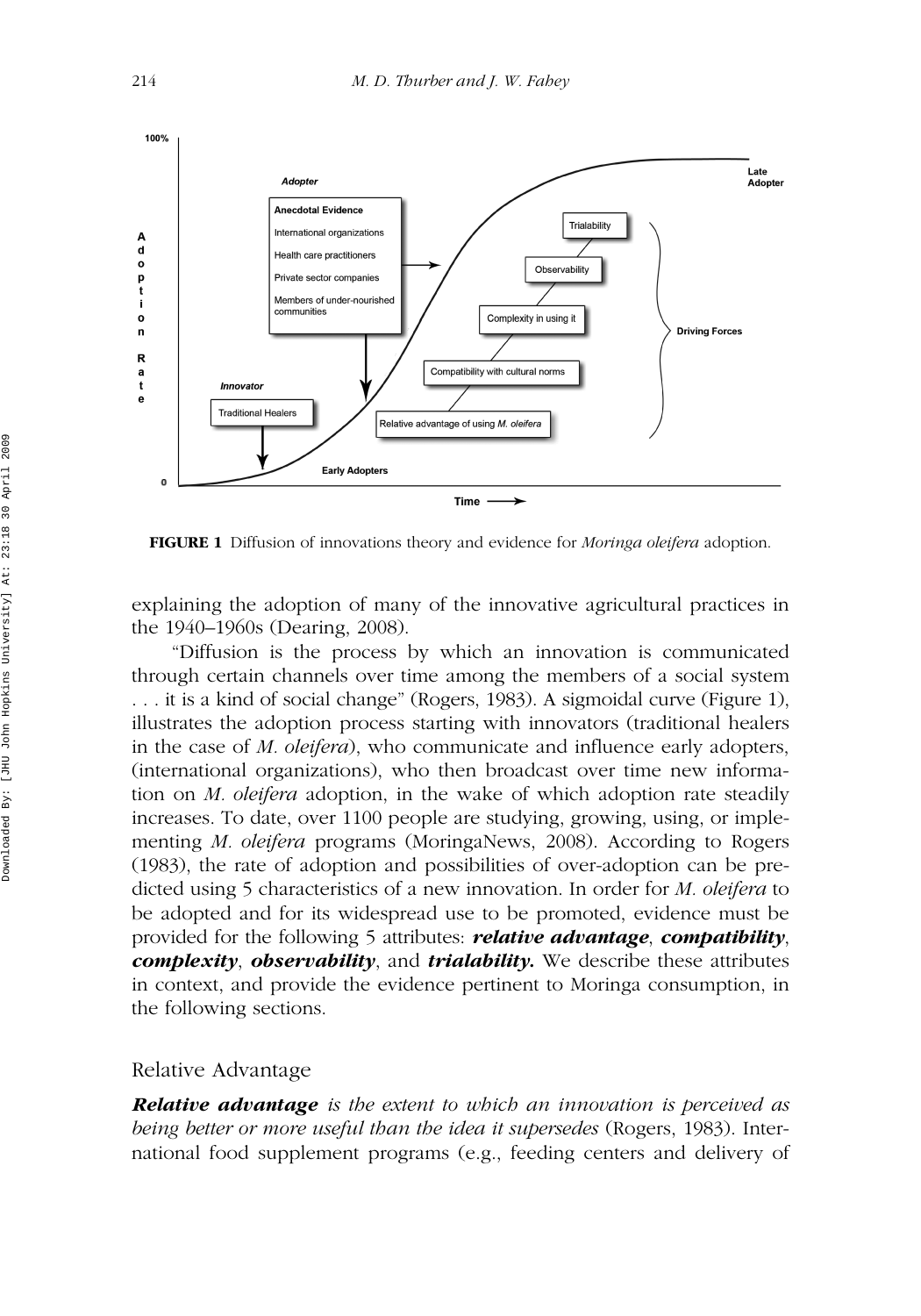**FIGURE 1** Diffusion of innovations theory and evidence for *Moringa oleifera* adoption.

explaining the adoption of many of the innovative agricultural practices in the 1940–1960s (Dearing, 2008).

"Diffusion is the process by which an innovation is communicated through certain channels over time among the members of a social system . . . it is a kind of social change" (Rogers, 1983). A sigmoidal curve (Figure 1), illustrates the adoption process starting with innovators (traditional healers in the case of *M. oleifera*), who communicate and influence early adopters, (international organizations), who then broadcast over time new information on *M. oleifera* adoption, in the wake of which adoption rate steadily increases. To date, over 1100 people are studying, growing, using, or implementing *M. oleifera* programs (MoringaNews, 2008). According to Rogers (1983), the rate of adoption and possibilities of over-adoption can be predicted using 5 characteristics of a new innovation. In order for *M. oleifera* to be adopted and for its widespread use to be promoted, evidence must be provided for the following 5 attributes: ***relative advantage***, ***compatibility***, ***complexity***, ***observability***, and ***trialability.*** We describe these attributes in context, and provide the evidence pertinent to Moringa consumption, in the following sections.

## Relative Advantage

***Relative advantage*** *is the extent to which an innovation is perceived as being better or more useful than the idea it supersedes* (Rogers, 1983). International food supplement programs (e.g., feeding centers and delivery of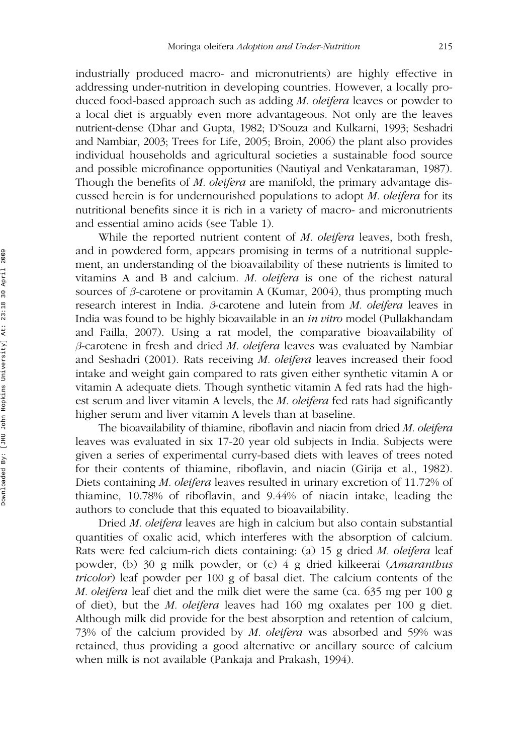industrially produced macro- and micronutrients) are highly effective in addressing under-nutrition in developing countries. However, a locally produced food-based approach such as adding *M. oleifera* leaves or powder to a local diet is arguably even more advantageous. Not only are the leaves nutrient-dense (Dhar and Gupta, 1982; D'Souza and Kulkarni, 1993; Seshadri and Nambiar, 2003; Trees for Life, 2005; Broin, 2006) the plant also provides individual households and agricultural societies a sustainable food source and possible microfinance opportunities (Nautiyal and Venkataraman, 1987). Though the benefits of *M. oleifera* are manifold, the primary advantage discussed herein is for undernourished populations to adopt *M. oleifera* for its nutritional benefits since it is rich in a variety of macro- and micronutrients and essential amino acids (see Table 1).

While the reported nutrient content of *M. oleifera* leaves, both fresh, and in powdered form, appears promising in terms of a nutritional supplement, an understanding of the bioavailability of these nutrients is limited to vitamins A and B and calcium. *M. oleifera* is one of the richest natural sources of $\beta$-carotene or provitamin A (Kumar, 2004), thus prompting much research interest in India. $\beta$-carotene and lutein from *M. oleifera* leaves in India was found to be highly bioavailable in an *in vitro* model (Pullakhandam and Failla, 2007). Using a rat model, the comparative bioavailability of $\beta$-carotene in fresh and dried *M. oleifera* leaves was evaluated by Nambiar and Seshadri (2001). Rats receiving *M. oleifera* leaves increased their food intake and weight gain compared to rats given either synthetic vitamin A or vitamin A adequate diets. Though synthetic vitamin A fed rats had the highest serum and liver vitamin A levels, the *M. oleifera* fed rats had significantly higher serum and liver vitamin A levels than at baseline.

The bioavailability of thiamine, riboflavin and niacin from dried *M. oleifera* leaves was evaluated in six 17-20 year old subjects in India. Subjects were given a series of experimental curry-based diets with leaves of trees noted for their contents of thiamine, riboflavin, and niacin (Girija et al., 1982). Diets containing *M. oleifera* leaves resulted in urinary excretion of 11.72% of thiamine, 10.78% of riboflavin, and 9.44% of niacin intake, leading the authors to conclude that this equated to bioavailability.

Dried *M. oleifera* leaves are high in calcium but also contain substantial quantities of oxalic acid, which interferes with the absorption of calcium. Rats were fed calcium-rich diets containing: (a) 15 g dried *M. oleifera* leaf powder, (b) 30 g milk powder, or (c) 4 g dried kilkeerai (*Amaranthus tricolor*) leaf powder per 100 g of basal diet. The calcium contents of the *M. oleifera* leaf diet and the milk diet were the same (ca. 635 mg per 100 g of diet), but the *M. oleifera* leaves had 160 mg oxalates per 100 g diet. Although milk did provide for the best absorption and retention of calcium, 73% of the calcium provided by *M. oleifera* was absorbed and 59% was retained, thus providing a good alternative or ancillary source of calcium when milk is not available (Pankaja and Prakash, 1994).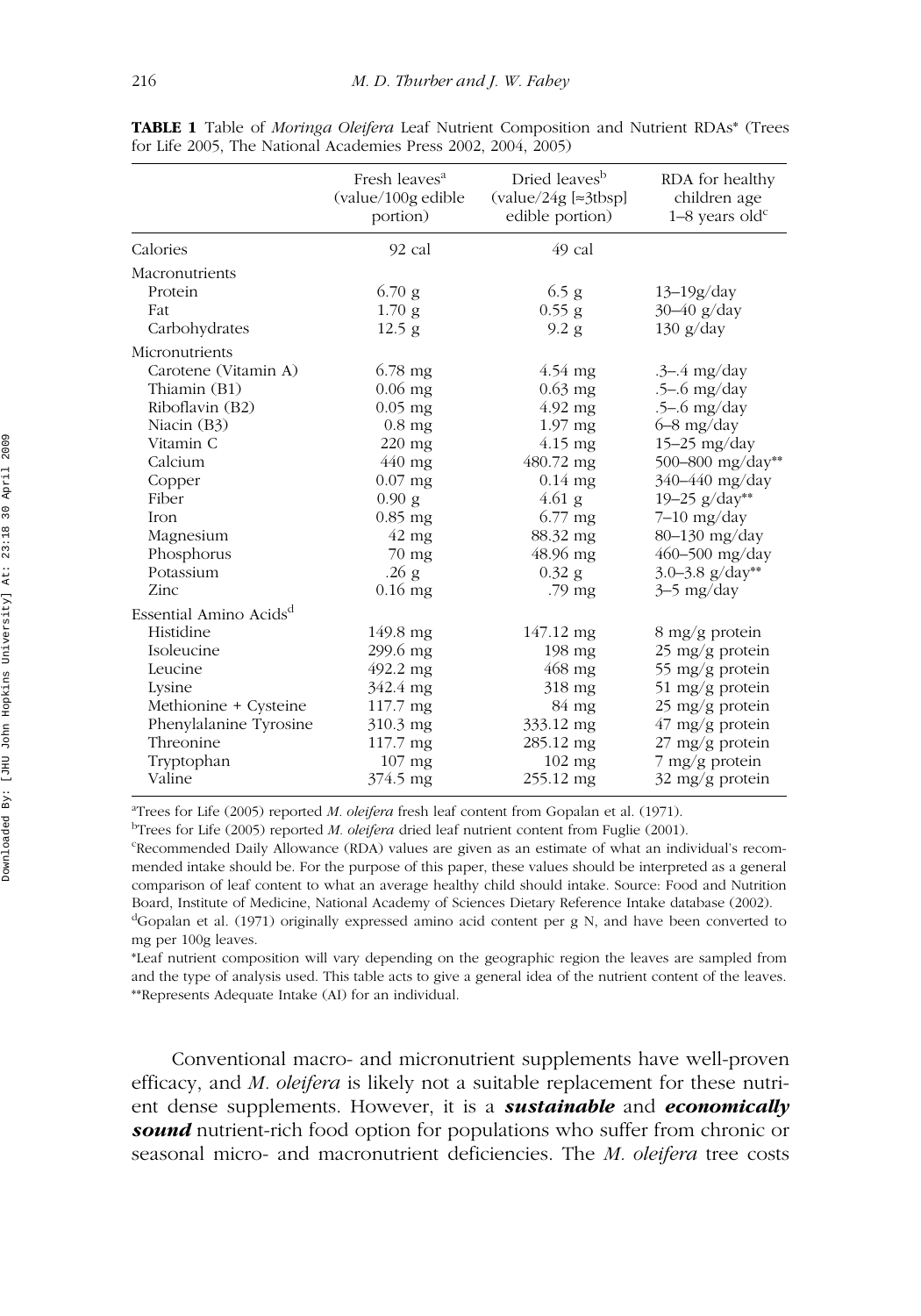**TABLE 1** Table of *Moringa Oleifera* Leaf Nutrient Composition and Nutrient RDAs* (Trees for Life 2005, The National Academies Press 2002, 2004, 2005)

| | Fresh leaves[a] (value/100g edible portion) | Dried leaves[b] (value/24g [≈3tbsp] edible portion) | RDA for healthy children age 1–8 years old[c] |
|---|---|---|---|
| Calories | 92 cal | 49 cal | |
| Macronutrients | | | |
| Protein | 6.70 g | 6.5 g | 13–19g/day |
| Fat | 1.70 g | 0.55 g | 30–40 g/day |
| Carbohydrates | 12.5 g | 9.2 g | 130 g/day |
| Micronutrients | | | |
| Carotene (Vitamin A) | 6.78 mg | 4.54 mg | .3–.4 mg/day |
| Thiamin (B1) | 0.06 mg | 0.63 mg | .5–.6 mg/day |
| Riboflavin (B2) | 0.05 mg | 4.92 mg | .5–.6 mg/day |
| Niacin (B3) | 0.8 mg | 1.97 mg | 6–8 mg/day |
| Vitamin C | 220 mg | 4.15 mg | 15–25 mg/day |
| Calcium | 440 mg | 480.72 mg | 500–800 mg/day** |
| Copper | 0.07 mg | 0.14 mg | 340–440 mg/day |
| Fiber | 0.90 g | 4.61 g | 19–25 g/day** |
| Iron | 0.85 mg | 6.77 mg | 7–10 mg/day |
| Magnesium | 42 mg | 88.32 mg | 80–130 mg/day |
| Phosphorus | 70 mg | 48.96 mg | 460–500 mg/day |
| Potassium | .26 g | 0.32 g | 3.0–3.8 g/day** |
| Zinc | 0.16 mg | .79 mg | 3–5 mg/day |
| Essential Amino Acids[d] | | | |
| Histidine | 149.8 mg | 147.12 mg | 8 mg/g protein |
| Isoleucine | 299.6 mg | 198 mg | 25 mg/g protein |
| Leucine | 492.2 mg | 468 mg | 55 mg/g protein |
| Lysine | 342.4 mg | 318 mg | 51 mg/g protein |
| Methionine + Cysteine | 117.7 mg | 84 mg | 25 mg/g protein |
| Phenylalanine Tyrosine | 310.3 mg | 333.12 mg | 47 mg/g protein |
| Threonine | 117.7 mg | 285.12 mg | 27 mg/g protein |
| Tryptophan | 107 mg | 102 mg | 7 mg/g protein |
| Valine | 374.5 mg | 255.12 mg | 32 mg/g protein |

[a]Trees for Life (2005) reported *M. oleifera* fresh leaf content from Gopalan et al. (1971).
[b]Trees for Life (2005) reported *M. oleifera* dried leaf nutrient content from Fuglie (2001).
[c]Recommended Daily Allowance (RDA) values are given as an estimate of what an individual's recommended intake should be. For the purpose of this paper, these values should be interpreted as a general comparison of leaf content to what an average healthy child should intake. Source: Food and Nutrition Board, Institute of Medicine, National Academy of Sciences Dietary Reference Intake database (2002).
[d]Gopalan et al. (1971) originally expressed amino acid content per g N, and have been converted to mg per 100g leaves.
*Leaf nutrient composition will vary depending on the geographic region the leaves are sampled from and the type of analysis used. This table acts to give a general idea of the nutrient content of the leaves.
**Represents Adequate Intake (AI) for an individual.

Conventional macro- and micronutrient supplements have well-proven efficacy, and *M. oleifera* is likely not a suitable replacement for these nutrient dense supplements. However, it is a ***sustainable*** and ***economically sound*** nutrient-rich food option for populations who suffer from chronic or seasonal micro- and macronutrient deficiencies. The *M. oleifera* tree costs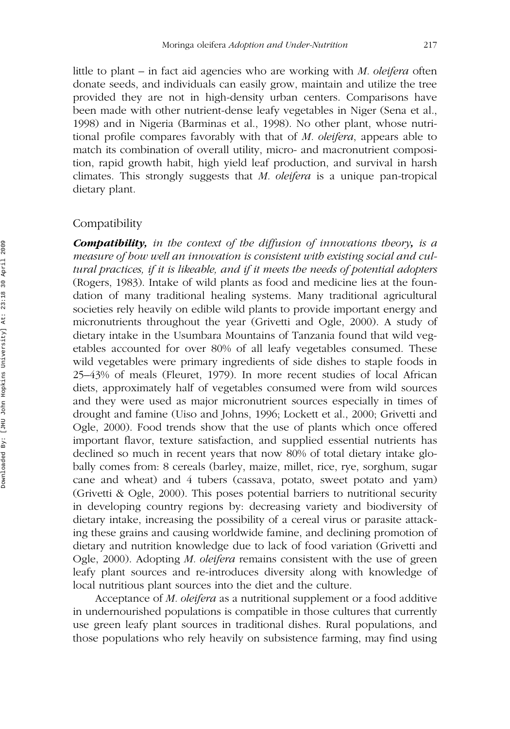little to plant – in fact aid agencies who are working with *M. oleifera* often donate seeds, and individuals can easily grow, maintain and utilize the tree provided they are not in high-density urban centers. Comparisons have been made with other nutrient-dense leafy vegetables in Niger (Sena et al., 1998) and in Nigeria (Barminas et al., 1998). No other plant, whose nutritional profile compares favorably with that of *M. oleifera*, appears able to match its combination of overall utility, micro- and macronutrient composition, rapid growth habit, high yield leaf production, and survival in harsh climates. This strongly suggests that *M. oleifera* is a unique pan-tropical dietary plant.

## Compatibility

***Compatibility,*** *in the context of the diffusion of innovations theory,* ***,*** *is a measure of how well an innovation is consistent with existing social and cultural practices, if it is likeable, and if it meets the needs of potential adopters* (Rogers, 1983). Intake of wild plants as food and medicine lies at the foundation of many traditional healing systems. Many traditional agricultural societies rely heavily on edible wild plants to provide important energy and micronutrients throughout the year (Grivetti and Ogle, 2000). A study of dietary intake in the Usumbara Mountains of Tanzania found that wild vegetables accounted for over 80% of all leafy vegetables consumed. These wild vegetables were primary ingredients of side dishes to staple foods in 25–43% of meals (Fleuret, 1979). In more recent studies of local African diets, approximately half of vegetables consumed were from wild sources and they were used as major micronutrient sources especially in times of drought and famine (Uiso and Johns, 1996; Lockett et al., 2000; Grivetti and Ogle, 2000). Food trends show that the use of plants which once offered important flavor, texture satisfaction, and supplied essential nutrients has declined so much in recent years that now 80% of total dietary intake globally comes from: 8 cereals (barley, maize, millet, rice, rye, sorghum, sugar cane and wheat) and 4 tubers (cassava, potato, sweet potato and yam) (Grivetti & Ogle, 2000). This poses potential barriers to nutritional security in developing country regions by: decreasing variety and biodiversity of dietary intake, increasing the possibility of a cereal virus or parasite attacking these grains and causing worldwide famine, and declining promotion of dietary and nutrition knowledge due to lack of food variation (Grivetti and Ogle, 2000). Adopting *M. oleifera* remains consistent with the use of green leafy plant sources and re-introduces diversity along with knowledge of local nutritious plant sources into the diet and the culture.

Acceptance of *M. oleifera* as a nutritional supplement or a food additive in undernourished populations is compatible in those cultures that currently use green leafy plant sources in traditional dishes. Rural populations, and those populations who rely heavily on subsistence farming, may find using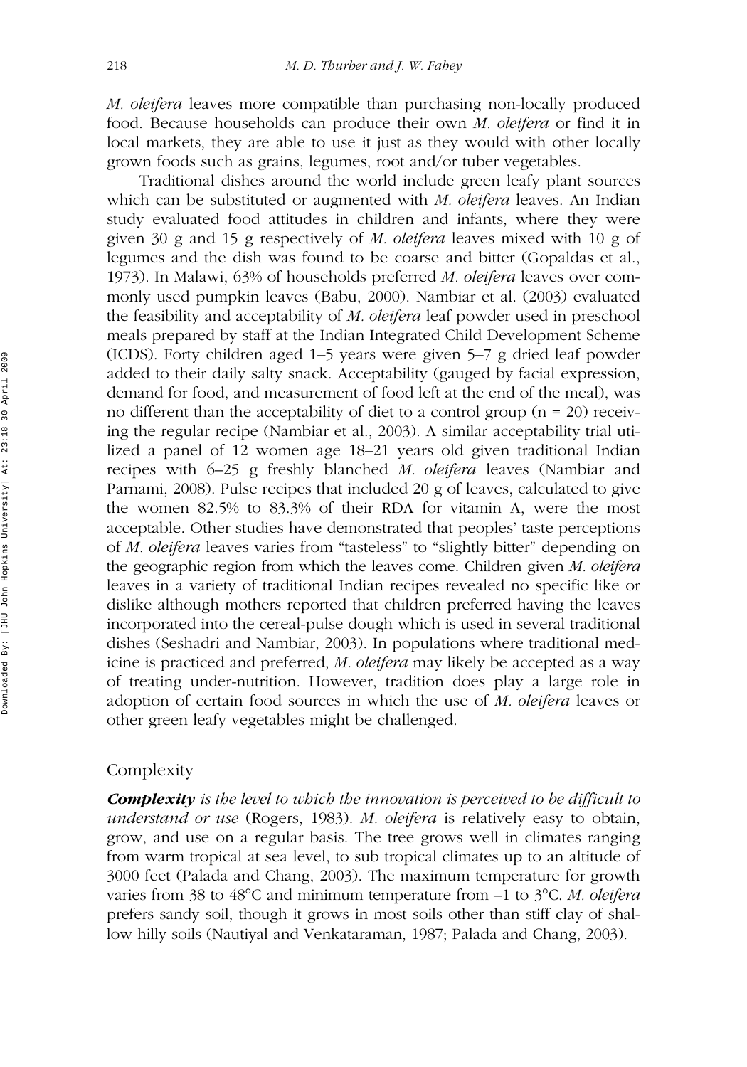*M. oleifera* leaves more compatible than purchasing non-locally produced food. Because households can produce their own *M. oleifera* or find it in local markets, they are able to use it just as they would with other locally grown foods such as grains, legumes, root and/or tuber vegetables.

Traditional dishes around the world include green leafy plant sources which can be substituted or augmented with *M. oleifera* leaves. An Indian study evaluated food attitudes in children and infants, where they were given 30 g and 15 g respectively of *M. oleifera* leaves mixed with 10 g of legumes and the dish was found to be coarse and bitter (Gopaldas et al., 1973). In Malawi, 63% of households preferred *M. oleifera* leaves over commonly used pumpkin leaves (Babu, 2000). Nambiar et al. (2003) evaluated the feasibility and acceptability of *M. oleifera* leaf powder used in preschool meals prepared by staff at the Indian Integrated Child Development Scheme (ICDS). Forty children aged 1–5 years were given 5–7 g dried leaf powder added to their daily salty snack. Acceptability (gauged by facial expression, demand for food, and measurement of food left at the end of the meal), was no different than the acceptability of diet to a control group (n = 20) receiving the regular recipe (Nambiar et al., 2003). A similar acceptability trial utilized a panel of 12 women age 18–21 years old given traditional Indian recipes with 6–25 g freshly blanched *M. oleifera* leaves (Nambiar and Parnami, 2008). Pulse recipes that included 20 g of leaves, calculated to give the women 82.5% to 83.3% of their RDA for vitamin A, were the most acceptable. Other studies have demonstrated that peoples' taste perceptions of *M. oleifera* leaves varies from "tasteless" to "slightly bitter" depending on the geographic region from which the leaves come. Children given *M. oleifera* leaves in a variety of traditional Indian recipes revealed no specific like or dislike although mothers reported that children preferred having the leaves incorporated into the cereal-pulse dough which is used in several traditional dishes (Seshadri and Nambiar, 2003). In populations where traditional medicine is practiced and preferred, *M. oleifera* may likely be accepted as a way of treating under-nutrition. However, tradition does play a large role in adoption of certain food sources in which the use of *M. oleifera* leaves or other green leafy vegetables might be challenged.

## Complexity

***Complexity*** *is the level to which the innovation is perceived to be difficult to understand or use* (Rogers, 1983). *M. oleifera* is relatively easy to obtain, grow, and use on a regular basis. The tree grows well in climates ranging from warm tropical at sea level, to sub tropical climates up to an altitude of 3000 feet (Palada and Chang, 2003). The maximum temperature for growth varies from 38 to 48°C and minimum temperature from –1 to 3°C. *M. oleifera* prefers sandy soil, though it grows in most soils other than stiff clay of shallow hilly soils (Nautiyal and Venkataraman, 1987; Palada and Chang, 2003).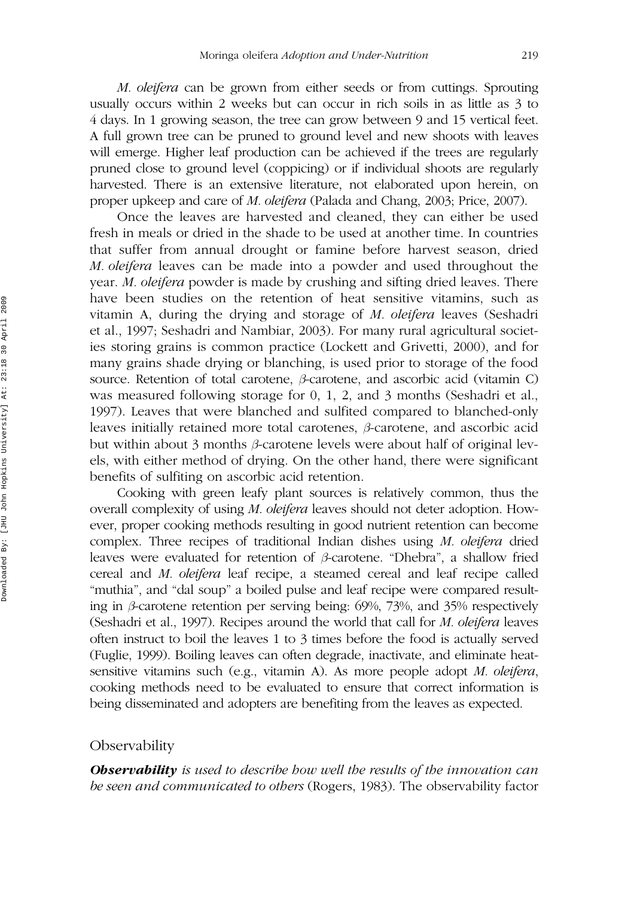*M. oleifera* can be grown from either seeds or from cuttings. Sprouting usually occurs within 2 weeks but can occur in rich soils in as little as 3 to 4 days. In 1 growing season, the tree can grow between 9 and 15 vertical feet. A full grown tree can be pruned to ground level and new shoots with leaves will emerge. Higher leaf production can be achieved if the trees are regularly pruned close to ground level (coppicing) or if individual shoots are regularly harvested. There is an extensive literature, not elaborated upon herein, on proper upkeep and care of *M. oleifera* (Palada and Chang, 2003; Price, 2007).

Once the leaves are harvested and cleaned, they can either be used fresh in meals or dried in the shade to be used at another time. In countries that suffer from annual drought or famine before harvest season, dried *M. oleifera* leaves can be made into a powder and used throughout the year. *M. oleifera* powder is made by crushing and sifting dried leaves. There have been studies on the retention of heat sensitive vitamins, such as vitamin A, during the drying and storage of *M. oleifera* leaves (Seshadri et al., 1997; Seshadri and Nambiar, 2003). For many rural agricultural societies storing grains is common practice (Lockett and Grivetti, 2000), and for many grains shade drying or blanching, is used prior to storage of the food source. Retention of total carotene, β-carotene, and ascorbic acid (vitamin C) was measured following storage for 0, 1, 2, and 3 months (Seshadri et al., 1997). Leaves that were blanched and sulfited compared to blanched-only leaves initially retained more total carotenes, β-carotene, and ascorbic acid but within about 3 months β-carotene levels were about half of original levels, with either method of drying. On the other hand, there were significant benefits of sulfiting on ascorbic acid retention.

Cooking with green leafy plant sources is relatively common, thus the overall complexity of using *M. oleifera* leaves should not deter adoption. However, proper cooking methods resulting in good nutrient retention can become complex. Three recipes of traditional Indian dishes using *M. oleifera* dried leaves were evaluated for retention of β-carotene. "Dhebra", a shallow fried cereal and *M. oleifera* leaf recipe, a steamed cereal and leaf recipe called "muthia", and "dal soup" a boiled pulse and leaf recipe were compared resulting in β-carotene retention per serving being: 69%, 73%, and 35% respectively (Seshadri et al., 1997). Recipes around the world that call for *M. oleifera* leaves often instruct to boil the leaves 1 to 3 times before the food is actually served (Fuglie, 1999). Boiling leaves can often degrade, inactivate, and eliminate heat-sensitive vitamins such (e.g., vitamin A). As more people adopt *M. oleifera*, cooking methods need to be evaluated to ensure that correct information is being disseminated and adopters are benefiting from the leaves as expected.

## Observability

***Observability*** *is used to describe how well the results of the innovation can be seen and communicated to others* (Rogers, 1983). The observability factor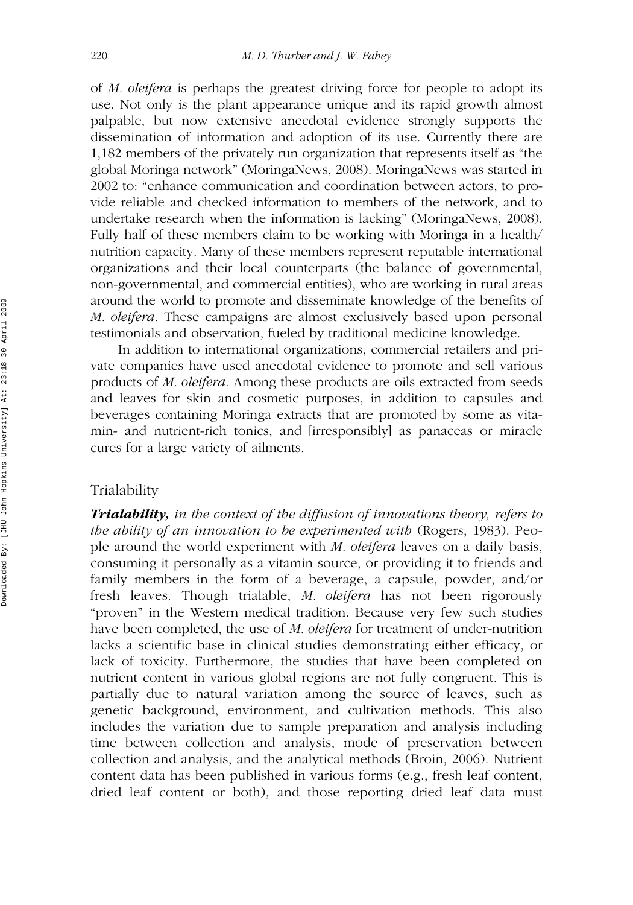of *M. oleifera* is perhaps the greatest driving force for people to adopt its use. Not only is the plant appearance unique and its rapid growth almost palpable, but now extensive anecdotal evidence strongly supports the dissemination of information and adoption of its use. Currently there are 1,182 members of the privately run organization that represents itself as "the global Moringa network" (MoringaNews, 2008). MoringaNews was started in 2002 to: "enhance communication and coordination between actors, to provide reliable and checked information to members of the network, and to undertake research when the information is lacking" (MoringaNews, 2008). Fully half of these members claim to be working with Moringa in a health/nutrition capacity. Many of these members represent reputable international organizations and their local counterparts (the balance of governmental, non-governmental, and commercial entities), who are working in rural areas around the world to promote and disseminate knowledge of the benefits of *M. oleifera*. These campaigns are almost exclusively based upon personal testimonials and observation, fueled by traditional medicine knowledge.

In addition to international organizations, commercial retailers and private companies have used anecdotal evidence to promote and sell various products of *M. oleifera*. Among these products are oils extracted from seeds and leaves for skin and cosmetic purposes, in addition to capsules and beverages containing Moringa extracts that are promoted by some as vitamin- and nutrient-rich tonics, and [irresponsibly] as panaceas or miracle cures for a large variety of ailments.

## Trialability

***Trialability,*** *in the context of the diffusion of innovations theory, refers to the ability of an innovation to be experimented with* (Rogers, 1983). People around the world experiment with *M. oleifera* leaves on a daily basis, consuming it personally as a vitamin source, or providing it to friends and family members in the form of a beverage, a capsule, powder, and/or fresh leaves. Though trialable, *M. oleifera* has not been rigorously "proven" in the Western medical tradition. Because very few such studies have been completed, the use of *M. oleifera* for treatment of under-nutrition lacks a scientific base in clinical studies demonstrating either efficacy, or lack of toxicity. Furthermore, the studies that have been completed on nutrient content in various global regions are not fully congruent. This is partially due to natural variation among the source of leaves, such as genetic background, environment, and cultivation methods. This also includes the variation due to sample preparation and analysis including time between collection and analysis, mode of preservation between collection and analysis, and the analytical methods (Broin, 2006). Nutrient content data has been published in various forms (e.g., fresh leaf content, dried leaf content or both), and those reporting dried leaf data must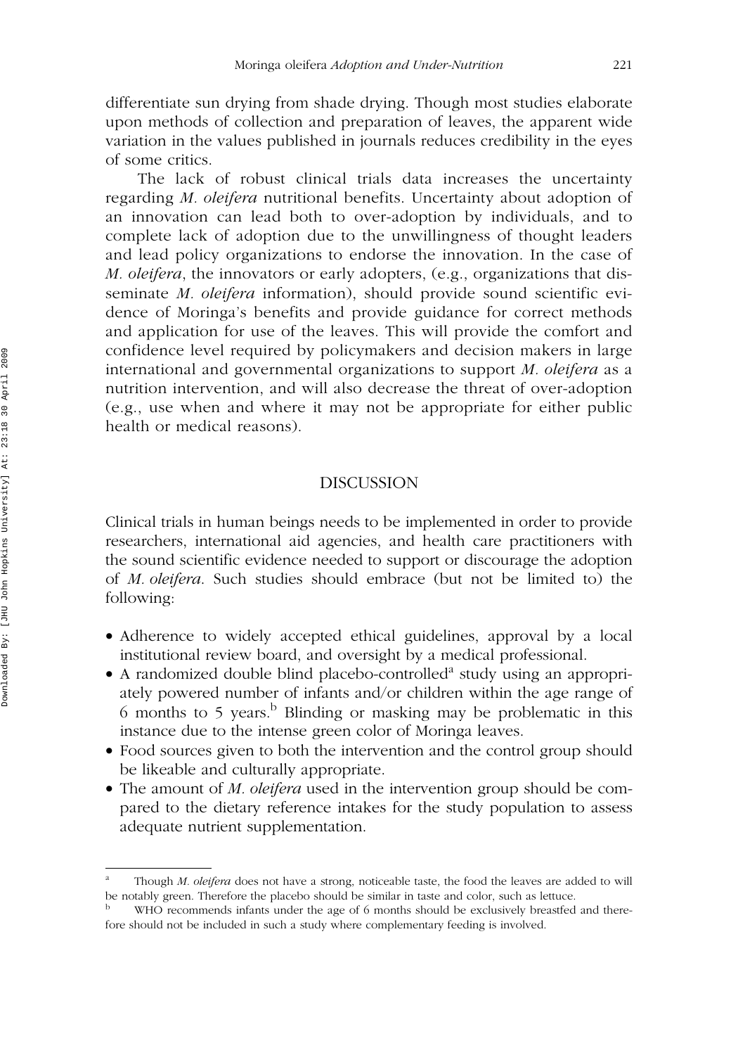differentiate sun drying from shade drying. Though most studies elaborate upon methods of collection and preparation of leaves, the apparent wide variation in the values published in journals reduces credibility in the eyes of some critics.

The lack of robust clinical trials data increases the uncertainty regarding *M. oleifera* nutritional benefits. Uncertainty about adoption of an innovation can lead both to over-adoption by individuals, and to complete lack of adoption due to the unwillingness of thought leaders and lead policy organizations to endorse the innovation. In the case of *M. oleifera*, the innovators or early adopters, (e.g., organizations that disseminate *M. oleifera* information), should provide sound scientific evidence of Moringa's benefits and provide guidance for correct methods and application for use of the leaves. This will provide the comfort and confidence level required by policymakers and decision makers in large international and governmental organizations to support *M. oleifera* as a nutrition intervention, and will also decrease the threat of over-adoption (e.g., use when and where it may not be appropriate for either public health or medical reasons).

## DISCUSSION

Clinical trials in human beings needs to be implemented in order to provide researchers, international aid agencies, and health care practitioners with the sound scientific evidence needed to support or discourage the adoption of *M. oleifera*. Such studies should embrace (but not be limited to) the following:

- Adherence to widely accepted ethical guidelines, approval by a local institutional review board, and oversight by a medical professional.
- A randomized double blind placebo-controlled[a] study using an appropriately powered number of infants and/or children within the age range of 6 months to 5 years.[b] Blinding or masking may be problematic in this instance due to the intense green color of Moringa leaves.
- Food sources given to both the intervention and the control group should be likeable and culturally appropriate.
- The amount of *M. oleifera* used in the intervention group should be compared to the dietary reference intakes for the study population to assess adequate nutrient supplementation.

---

[a] Though *M. oleifera* does not have a strong, noticeable taste, the food the leaves are added to will be notably green. Therefore the placebo should be similar in taste and color, such as lettuce.

[b] WHO recommends infants under the age of 6 months should be exclusively breastfed and therefore should not be included in such a study where complementary feeding is involved.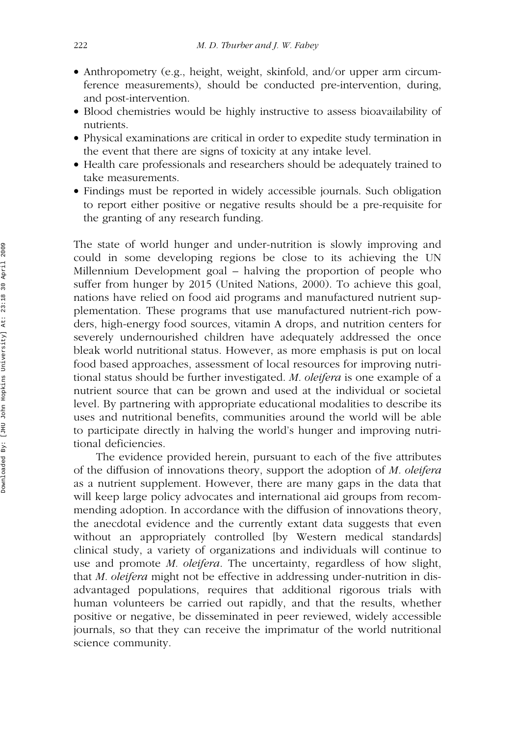- Anthropometry (e.g., height, weight, skinfold, and/or upper arm circumference measurements), should be conducted pre-intervention, during, and post-intervention.
- Blood chemistries would be highly instructive to assess bioavailability of nutrients.
- Physical examinations are critical in order to expedite study termination in the event that there are signs of toxicity at any intake level.
- Health care professionals and researchers should be adequately trained to take measurements.
- Findings must be reported in widely accessible journals. Such obligation to report either positive or negative results should be a pre-requisite for the granting of any research funding.

The state of world hunger and under-nutrition is slowly improving and could in some developing regions be close to its achieving the UN Millennium Development goal – halving the proportion of people who suffer from hunger by 2015 (United Nations, 2000). To achieve this goal, nations have relied on food aid programs and manufactured nutrient supplementation. These programs that use manufactured nutrient-rich powders, high-energy food sources, vitamin A drops, and nutrition centers for severely undernourished children have adequately addressed the once bleak world nutritional status. However, as more emphasis is put on local food based approaches, assessment of local resources for improving nutritional status should be further investigated. *M. oleifera* is one example of a nutrient source that can be grown and used at the individual or societal level. By partnering with appropriate educational modalities to describe its uses and nutritional benefits, communities around the world will be able to participate directly in halving the world's hunger and improving nutritional deficiencies.

The evidence provided herein, pursuant to each of the five attributes of the diffusion of innovations theory, support the adoption of *M. oleifera* as a nutrient supplement. However, there are many gaps in the data that will keep large policy advocates and international aid groups from recommending adoption. In accordance with the diffusion of innovations theory, the anecdotal evidence and the currently extant data suggests that even without an appropriately controlled [by Western medical standards] clinical study, a variety of organizations and individuals will continue to use and promote *M. oleifera*. The uncertainty, regardless of how slight, that *M. oleifera* might not be effective in addressing under-nutrition in disadvantaged populations, requires that additional rigorous trials with human volunteers be carried out rapidly, and that the results, whether positive or negative, be disseminated in peer reviewed, widely accessible journals, so that they can receive the imprimatur of the world nutritional science community.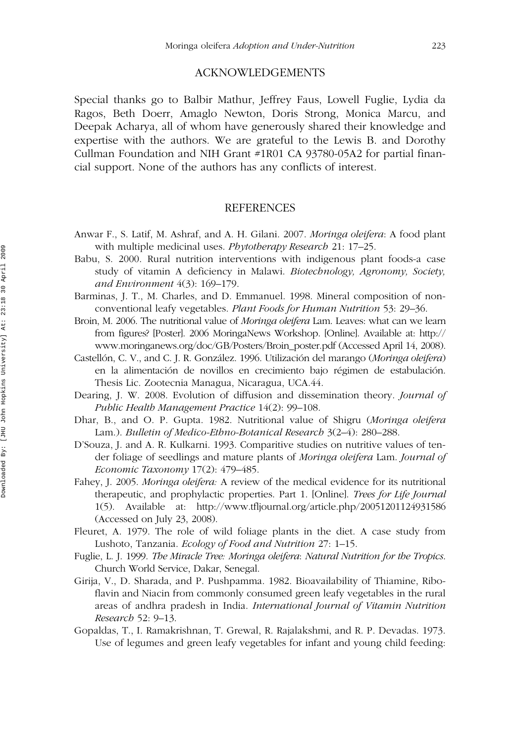## ACKNOWLEDGEMENTS

Special thanks go to Balbir Mathur, Jeffrey Faus, Lowell Fuglie, Lydia da Ragos, Beth Doerr, Amaglo Newton, Doris Strong, Monica Marcu, and Deepak Acharya, all of whom have generously shared their knowledge and expertise with the authors. We are grateful to the Lewis B. and Dorothy Cullman Foundation and NIH Grant #1R01 CA 93780-05A2 for partial financial support. None of the authors has any conflicts of interest.

## REFERENCES

Anwar F., S. Latif, M. Ashraf, and A. H. Gilani. 2007. *Moringa oleifera*: A food plant with multiple medicinal uses. *Phytotherapy Research* 21: 17–25.

Babu, S. 2000. Rural nutrition interventions with indigenous plant foods-a case study of vitamin A deficiency in Malawi. *Biotechnology, Agronomy, Society, and Environment* 4(3): 169–179.

Barminas, J. T., M. Charles, and D. Emmanuel. 1998. Mineral composition of non-conventional leafy vegetables. *Plant Foods for Human Nutrition* 53: 29–36.

Broin, M. 2006. The nutritional value of *Moringa oleifera* Lam. Leaves: what can we learn from figures? [Poster]. 2006 MoringaNews Workshop. [Online]. Available at: http://www.moringanews.org/doc/GB/Posters/Broin_poster.pdf (Accessed April 14, 2008).

Castellón, C. V., and C. J. R. González. 1996. Utilización del marango (*Moringa oleifera*) en la alimentación de novillos en crecimiento bajo régimen de estabulación. Thesis Lic. Zootecnia Managua, Nicaragua, UCA.44.

Dearing, J. W. 2008. Evolution of diffusion and dissemination theory. *Journal of Public Health Management Practice* 14(2): 99–108.

Dhar, B., and O. P. Gupta. 1982. Nutritional value of Shigru (*Moringa oleifera* Lam.). *Bulletin of Medico-Ethno-Botanical Research* 3(2–4): 280–288.

D'Souza, J. and A. R. Kulkarni. 1993. Comparitive studies on nutritive values of tender foliage of seedlings and mature plants of *Moringa oleifera* Lam. *Journal of Economic Taxonomy* 17(2): 479–485.

Fahey, J. 2005. *Moringa oleifera:* A review of the medical evidence for its nutritional therapeutic, and prophylactic properties. Part 1. [Online]. *Trees for Life Journal* 1(5). Available at: http://www.tfljournal.org/article.php/20051201124931586 (Accessed on July 23, 2008).

Fleuret, A. 1979. The role of wild foliage plants in the diet. A case study from Lushoto, Tanzania. *Ecology of Food and Nutrition* 27: 1–15.

Fuglie, L. J. 1999. *The Miracle Tree: Moringa oleifera*: *Natural Nutrition for the Tropics*. Church World Service, Dakar, Senegal.

Girija, V., D. Sharada, and P. Pushpamma. 1982. Bioavailability of Thiamine, Riboflavin and Niacin from commonly consumed green leafy vegetables in the rural areas of andhra pradesh in India. *International Journal of Vitamin Nutrition Research* 52: 9–13.

Gopaldas, T., I. Ramakrishnan, T. Grewal, R. Rajalakshmi, and R. P. Devadas. 1973. Use of legumes and green leafy vegetables for infant and young child feeding: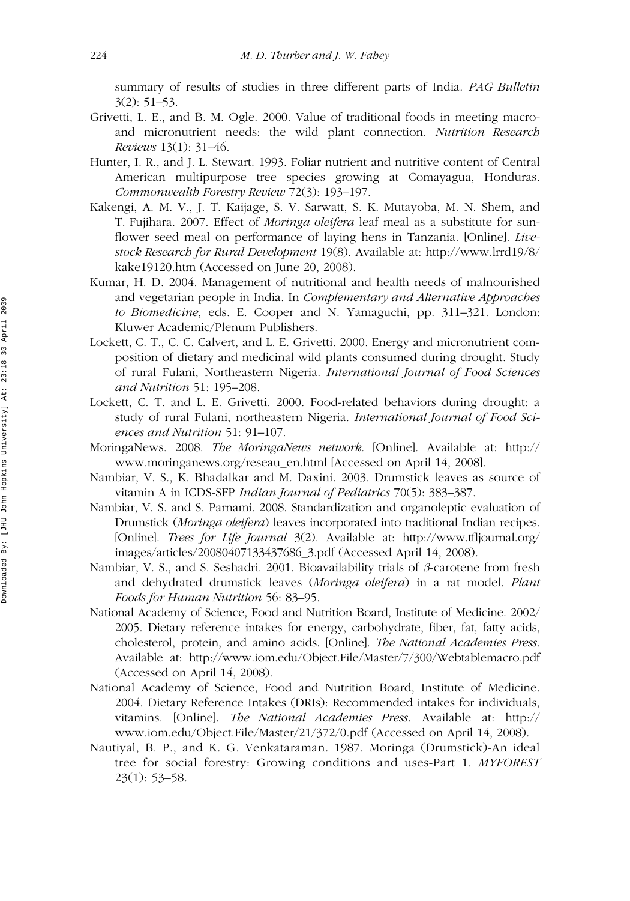summary of results of studies in three different parts of India. *PAG Bulletin* 3(2): 51–53.

Grivetti, L. E., and B. M. Ogle. 2000. Value of traditional foods in meeting macro- and micronutrient needs: the wild plant connection. *Nutrition Research Reviews* 13(1): 31–46.

Hunter, I. R., and J. L. Stewart. 1993. Foliar nutrient and nutritive content of Central American multipurpose tree species growing at Comayagua, Honduras. *Commonwealth Forestry Review* 72(3): 193–197.

Kakengi, A. M. V., J. T. Kaijage, S. V. Sarwatt, S. K. Mutayoba, M. N. Shem, and T. Fujihara. 2007. Effect of *Moringa oleifera* leaf meal as a substitute for sunflower seed meal on performance of laying hens in Tanzania. [Online]. *Livestock Research for Rural Development* 19(8). Available at: http://www.lrrd19/8/kake19120.htm (Accessed on June 20, 2008).

Kumar, H. D. 2004. Management of nutritional and health needs of malnourished and vegetarian people in India. In *Complementary and Alternative Approaches to Biomedicine*, eds. E. Cooper and N. Yamaguchi, pp. 311–321. London: Kluwer Academic/Plenum Publishers.

Lockett, C. T., C. C. Calvert, and L. E. Grivetti. 2000. Energy and micronutrient composition of dietary and medicinal wild plants consumed during drought. Study of rural Fulani, Northeastern Nigeria. *International Journal of Food Sciences and Nutrition* 51: 195–208.

Lockett, C. T. and L. E. Grivetti. 2000. Food-related behaviors during drought: a study of rural Fulani, northeastern Nigeria. *International Journal of Food Sciences and Nutrition* 51: 91–107.

MoringaNews. 2008. *The MoringaNews network*. [Online]. Available at: http://www.moringanews.org/reseau_en.html [Accessed on April 14, 2008].

Nambiar, V. S., K. Bhadalkar and M. Daxini. 2003. Drumstick leaves as source of vitamin A in ICDS-SFP *Indian Journal of Pediatrics* 70(5): 383–387.

Nambiar, V. S. and S. Parnami. 2008. Standardization and organoleptic evaluation of Drumstick (*Moringa oleifera*) leaves incorporated into traditional Indian recipes. [Online]. *Trees for Life Journal* 3(2). Available at: http://www.tfljournal.org/images/articles/20080407133437686_3.pdf (Accessed April 14, 2008).

Nambiar, V. S., and S. Seshadri. 2001. Bioavailability trials of $\beta$-carotene from fresh and dehydrated drumstick leaves (*Moringa oleifera*) in a rat model. *Plant Foods for Human Nutrition* 56: 83–95.

National Academy of Science, Food and Nutrition Board, Institute of Medicine. 2002/2005. Dietary reference intakes for energy, carbohydrate, fiber, fat, fatty acids, cholesterol, protein, and amino acids. [Online]. *The National Academies Press.* Available at: http://www.iom.edu/Object.File/Master/7/300/Webtablemacro.pdf (Accessed on April 14, 2008).

National Academy of Science, Food and Nutrition Board, Institute of Medicine. 2004. Dietary Reference Intakes (DRIs): Recommended intakes for individuals, vitamins. [Online]. *The National Academies Press*. Available at: http://www.iom.edu/Object.File/Master/21/372/0.pdf (Accessed on April 14, 2008).

Nautiyal, B. P., and K. G. Venkataraman. 1987. Moringa (Drumstick)-An ideal tree for social forestry: Growing conditions and uses-Part 1. *MYFOREST* 23(1): 53–58.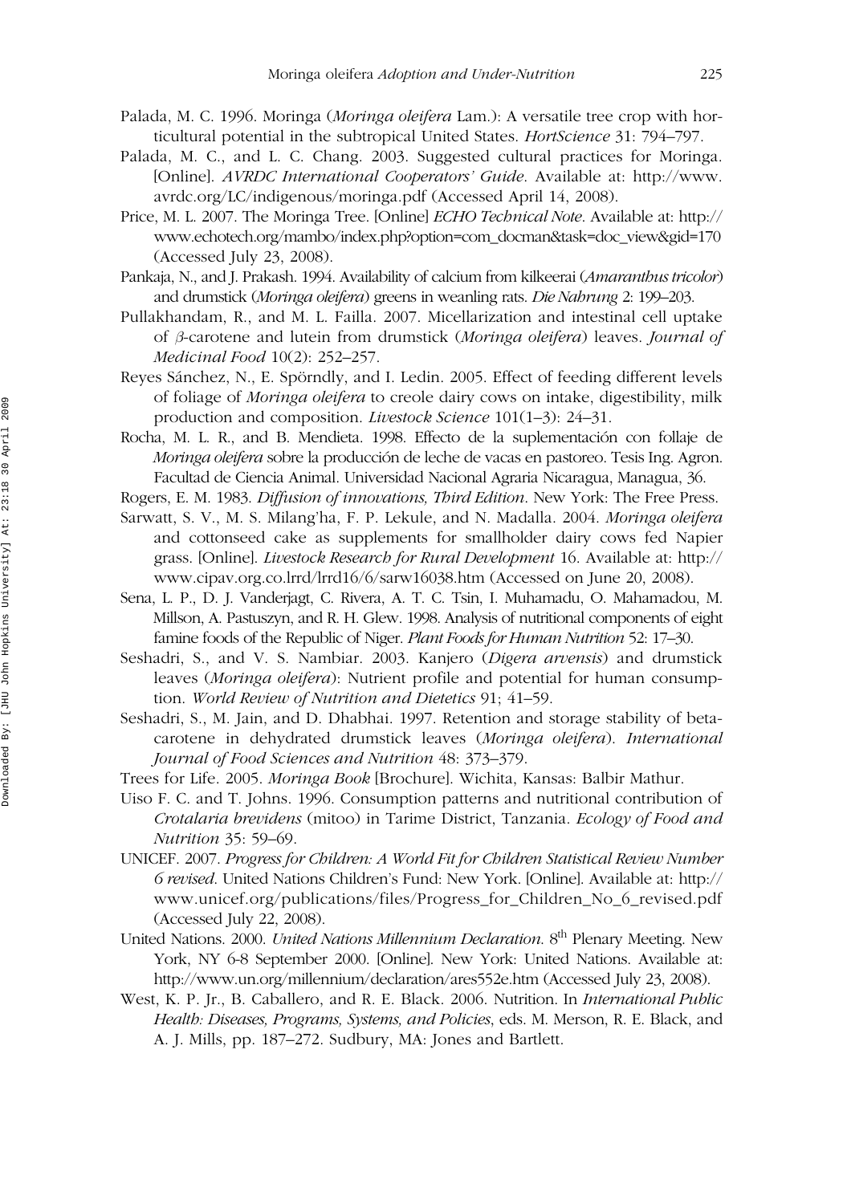Palada, M. C. 1996. Moringa (*Moringa oleifera* Lam.): A versatile tree crop with horticultural potential in the subtropical United States. *HortScience* 31: 794–797.

Palada, M. C., and L. C. Chang. 2003. Suggested cultural practices for Moringa. [Online]. *AVRDC International Cooperators' Guide*. Available at: http://www.avrdc.org/LC/indigenous/moringa.pdf (Accessed April 14, 2008).

Price, M. L. 2007. The Moringa Tree. [Online] *ECHO Technical Note*. Available at: http://www.echotech.org/mambo/index.php?option=com_docman&task=doc_view&gid=170 (Accessed July 23, 2008).

Pankaja, N., and J. Prakash. 1994. Availability of calcium from kilkeerai (*Amaranthus tricolor*) and drumstick (*Moringa oleifera*) greens in weanling rats. *Die Nahrung* 2: 199–203.

Pullakhandam, R., and M. L. Failla. 2007. Micellarization and intestinal cell uptake of $\beta$-carotene and lutein from drumstick (*Moringa oleifera*) leaves. *Journal of Medicinal Food* 10(2): 252–257.

Reyes Sánchez, N., E. Spörndly, and I. Ledin. 2005. Effect of feeding different levels of foliage of *Moringa oleifera* to creole dairy cows on intake, digestibility, milk production and composition. *Livestock Science* 101(1–3): 24–31.

Rocha, M. L. R., and B. Mendieta. 1998. Effecto de la suplementación con follaje de *Moringa oleifera* sobre la producción de leche de vacas en pastoreo. Tesis Ing. Agron. Facultad de Ciencia Animal. Universidad Nacional Agraria Nicaragua, Managua, 36.

Rogers, E. M. 1983. *Diffusion of innovations, Third Edition*. New York: The Free Press.

Sarwatt, S. V., M. S. Milang'ha, F. P. Lekule, and N. Madalla. 2004. *Moringa oleifera* and cottonseed cake as supplements for smallholder dairy cows fed Napier grass. [Online]. *Livestock Research for Rural Development* 16. Available at: http://www.cipav.org.co.lrrd/lrrd16/6/sarw16038.htm (Accessed on June 20, 2008).

Sena, L. P., D. J. Vanderjagt, C. Rivera, A. T. C. Tsin, I. Muhamadu, O. Mahamadou, M. Millson, A. Pastuszyn, and R. H. Glew. 1998. Analysis of nutritional components of eight famine foods of the Republic of Niger. *Plant Foods for Human Nutrition* 52: 17–30.

Seshadri, S., and V. S. Nambiar. 2003. Kanjero (*Digera arvensis*) and drumstick leaves (*Moringa oleifera*): Nutrient profile and potential for human consumption. *World Review of Nutrition and Dietetics* 91; 41–59.

Seshadri, S., M. Jain, and D. Dhabhai. 1997. Retention and storage stability of beta-carotene in dehydrated drumstick leaves (*Moringa oleifera*). *International Journal of Food Sciences and Nutrition* 48: 373–379.

Trees for Life. 2005. *Moringa Book* [Brochure]. Wichita, Kansas: Balbir Mathur.

Uiso F. C. and T. Johns. 1996. Consumption patterns and nutritional contribution of *Crotalaria brevidens* (mitoo) in Tarime District, Tanzania. *Ecology of Food and Nutrition* 35: 59–69.

UNICEF. 2007. *Progress for Children: A World Fit for Children Statistical Review Number 6 revised*. United Nations Children's Fund: New York. [Online]. Available at: http://www.unicef.org/publications/files/Progress_for_Children_No_6_revised.pdf (Accessed July 22, 2008).

United Nations. 2000. *United Nations Millennium Declaration*. 8th Plenary Meeting. New York, NY 6-8 September 2000. [Online]. New York: United Nations. Available at: http://www.un.org/millennium/declaration/ares552e.htm (Accessed July 23, 2008).

West, K. P. Jr., B. Caballero, and R. E. Black. 2006. Nutrition. In *International Public Health: Diseases, Programs, Systems, and Policies*, eds. M. Merson, R. E. Black, and A. J. Mills, pp. 187–272. Sudbury, MA: Jones and Bartlett.